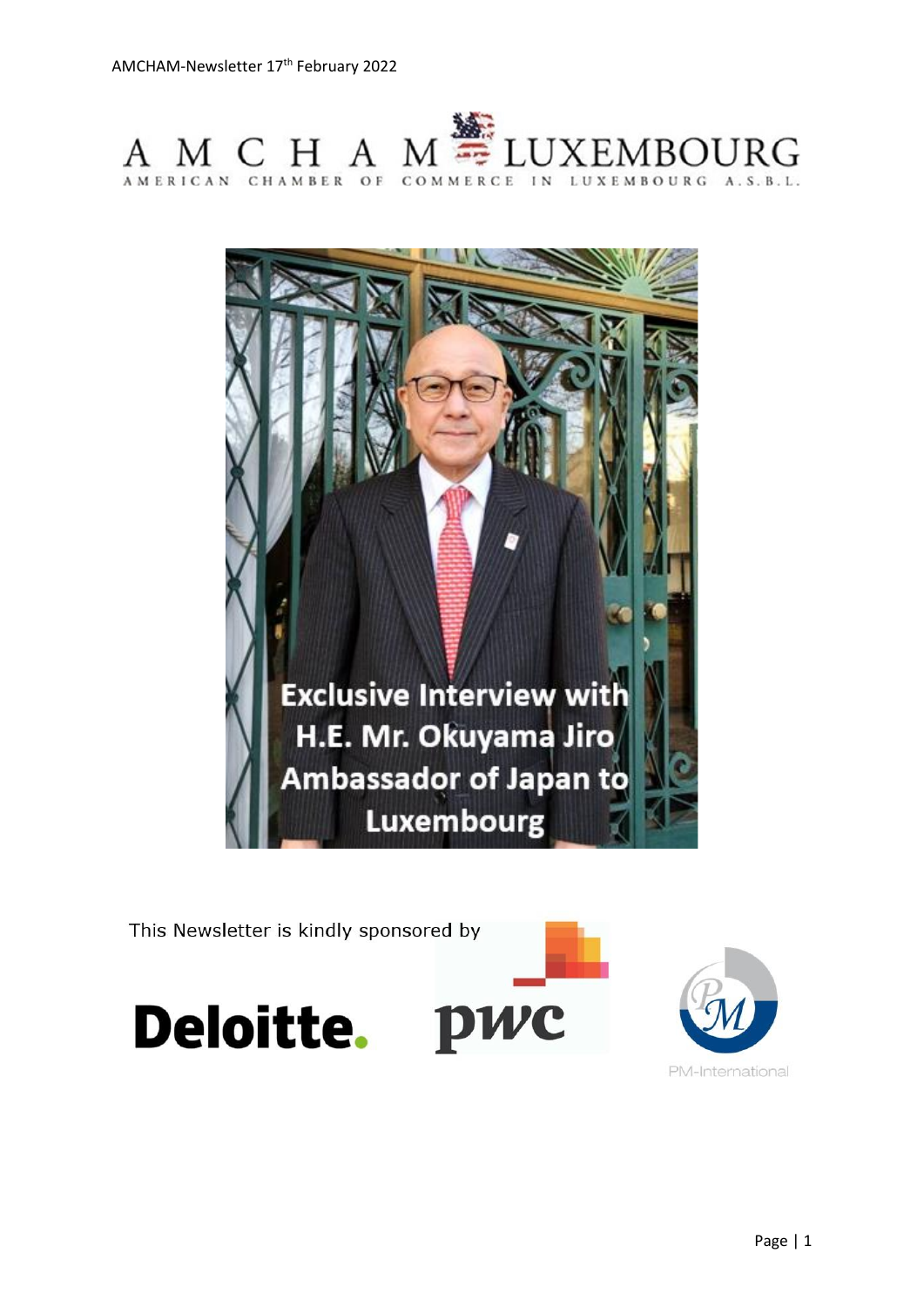AMCHAM-Newsletter 17th February 2022

# AMCHAM LUXEMBOURG

AMERICAN CHAMBER OF COMMERCE IN LUXEMBOURG A.S.B.L.

**Exclusive Interview with H.E. Mr. Okuyama Jiro Ambassador of Japan to Luxembourg**

This Newsletter is kindly sponsored by

Deloitte. pwc PM-International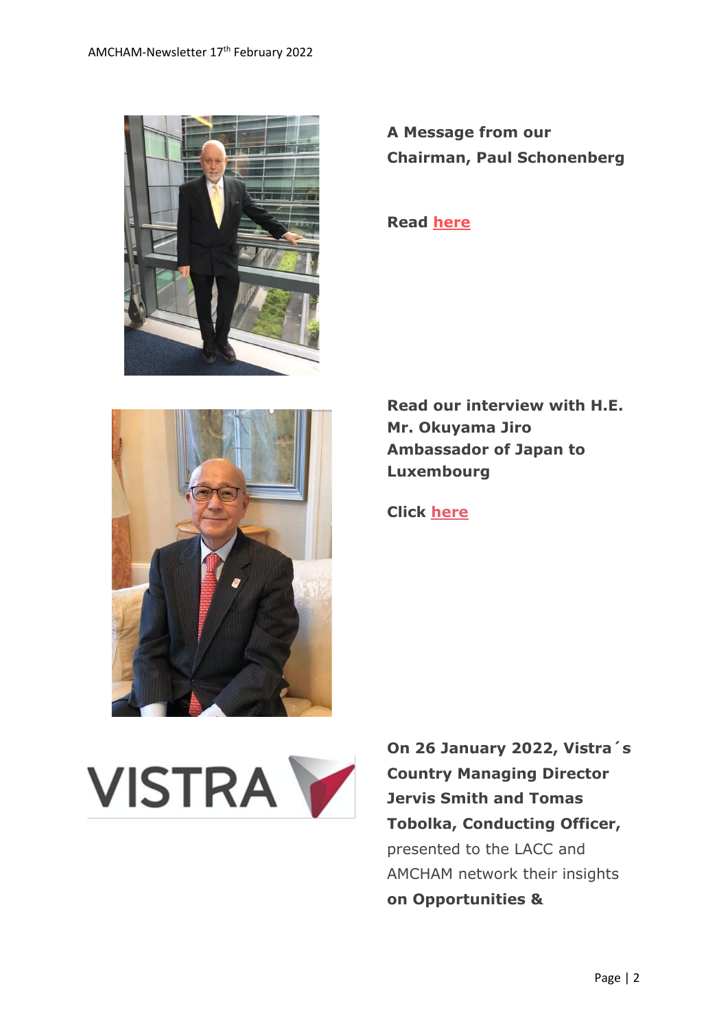**A Message from our Chairman, Paul Schonenberg**

**Read here**

**Read our interview with H.E. Mr. Okuyama Jiro Ambassador of Japan to Luxembourg**

**Click here**

**On 26 January 2022, Vistra´s Country Managing Director Jervis Smith and Tomas Tobolka, Conducting Officer,** presented to the LACC and AMCHAM network their insights **on Opportunities &**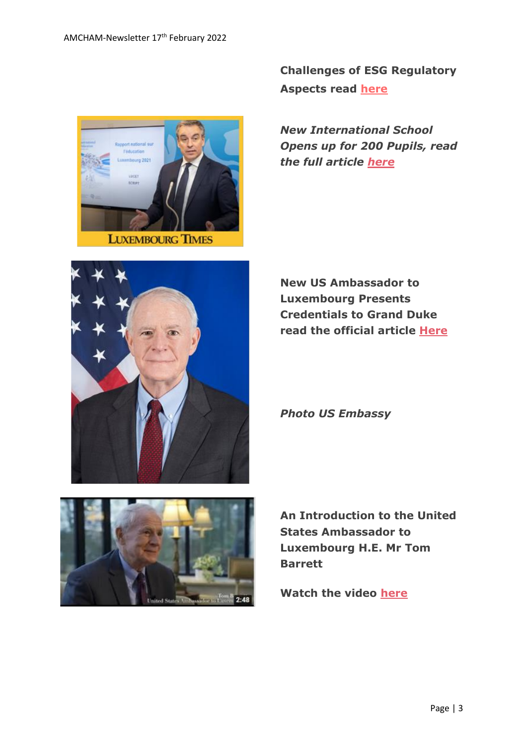**Challenges of ESG Regulatory Aspects read here**

***New International School Opens up for 200 Pupils, read the full article here***

**New US Ambassador to Luxembourg Presents Credentials to Grand Duke read the official article Here**

***Photo US Embassy***

**An Introduction to the United States Ambassador to Luxembourg H.E. Mr Tom Barrett**

**Watch the video here**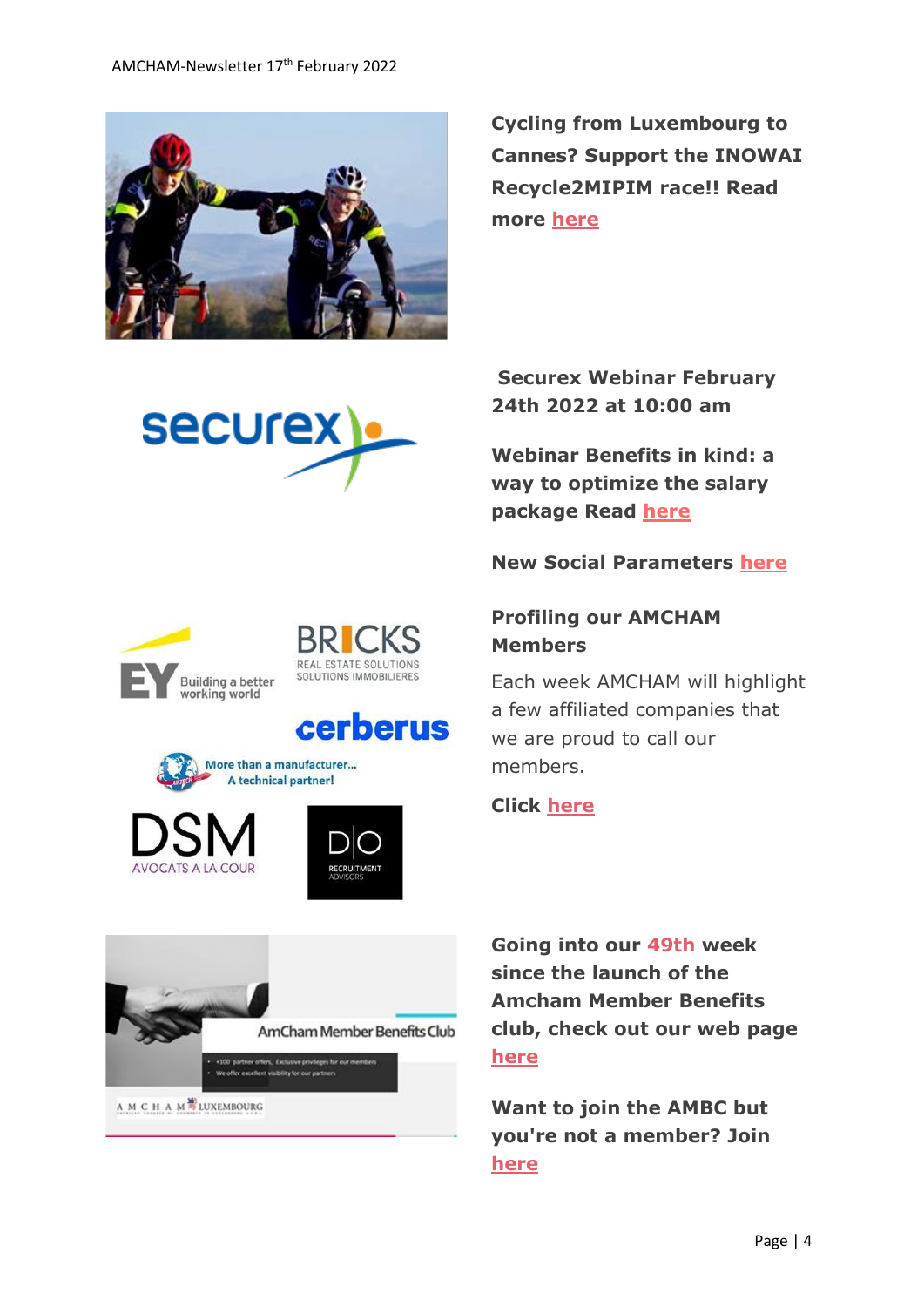**Cycling from Luxembourg to Cannes? Support the INOWAI Recycle2MIPIM race!! Read more here**

**Securex Webinar February 24th 2022 at 10:00 am**

**Webinar Benefits in kind: a way to optimize the salary package Read here**

**New Social Parameters here**

**Profiling our AMCHAM Members**

Each week AMCHAM will highlight a few affiliated companies that we are proud to call our members.

**Click here**

**Going into our 49th week since the launch of the Amcham Member Benefits club, check out our web page here**

**Want to join the AMBC but you're not a member? Join here**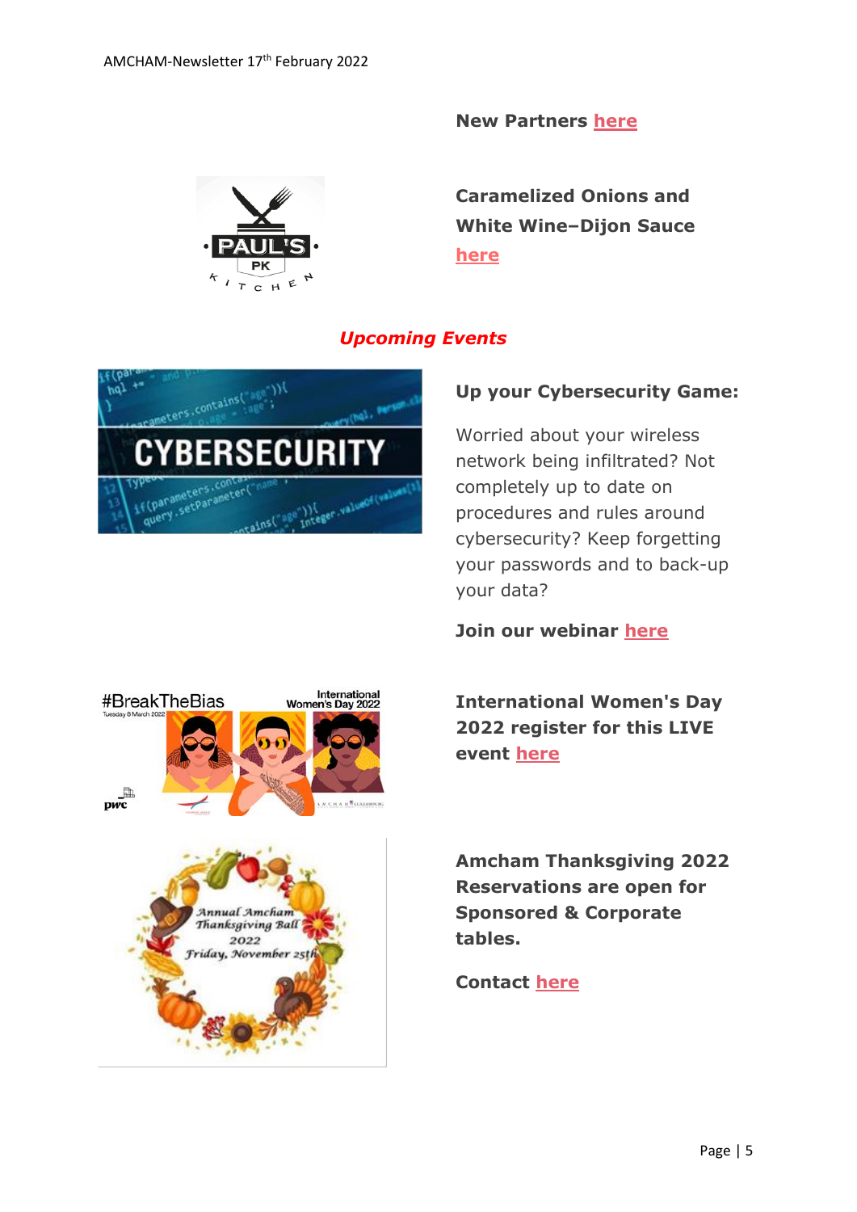**New Partners here**

**Caramelized Onions and White Wine–Dijon Sauce here**

***Upcoming Events***

**Up your Cybersecurity Game:**

Worried about your wireless network being infiltrated? Not completely up to date on procedures and rules around cybersecurity? Keep forgetting your passwords and to back-up your data?

**Join our webinar here**

**International Women's Day 2022 register for this LIVE event here**

**Amcham Thanksgiving 2022 Reservations are open for Sponsored & Corporate tables.**

**Contact here**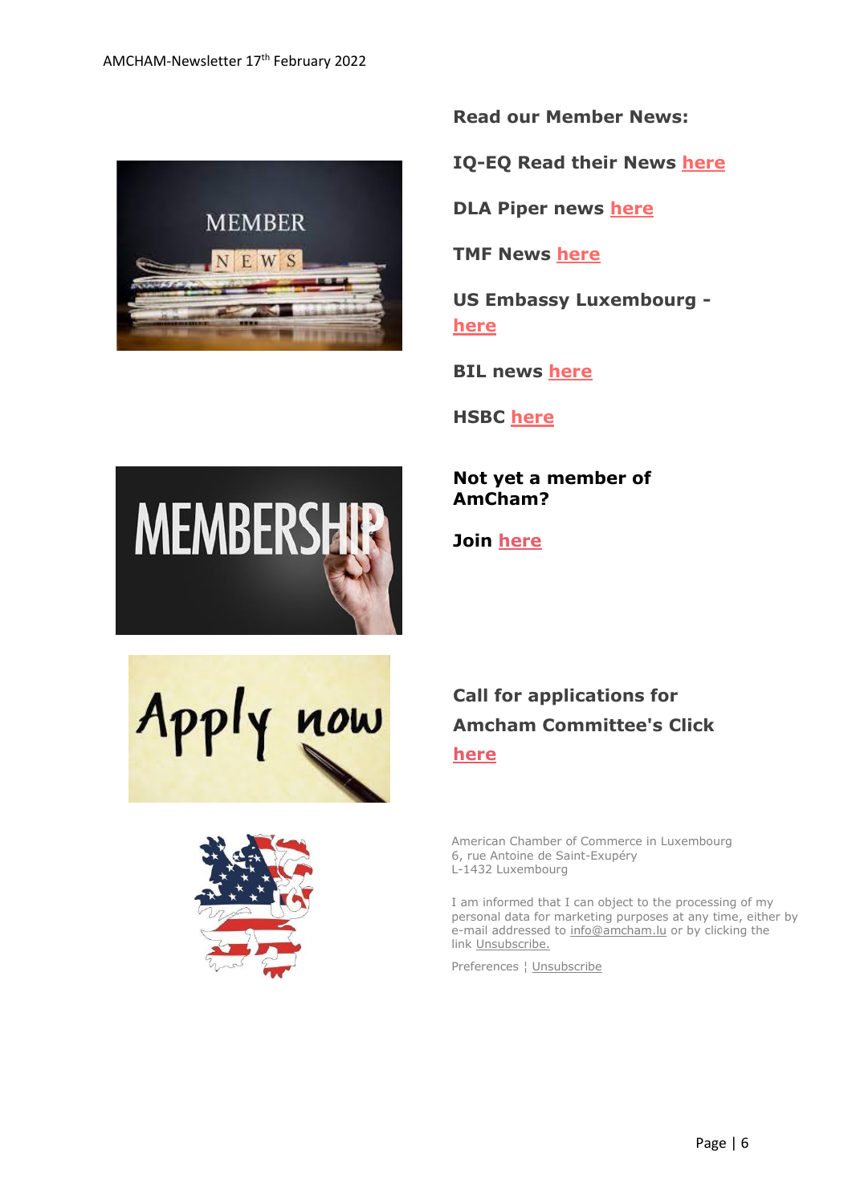**Read our Member News:**

**IQ-EQ Read their News here**

**DLA Piper news here**

**TMF News here**

**US Embassy Luxembourg - here**

**BIL news here**

**HSBC here**

**Not yet a member of AmCham?**

**Join here**

**Call for applications for Amcham Committee's Click here**

American Chamber of Commerce in Luxembourg
6, rue Antoine de Saint-Exupéry
L-1432 Luxembourg

I am informed that I can object to the processing of my personal data for marketing purposes at any time, either by e-mail addressed to info@amcham.lu or by clicking the link Unsubscribe.

Preferences ¦ Unsubscribe